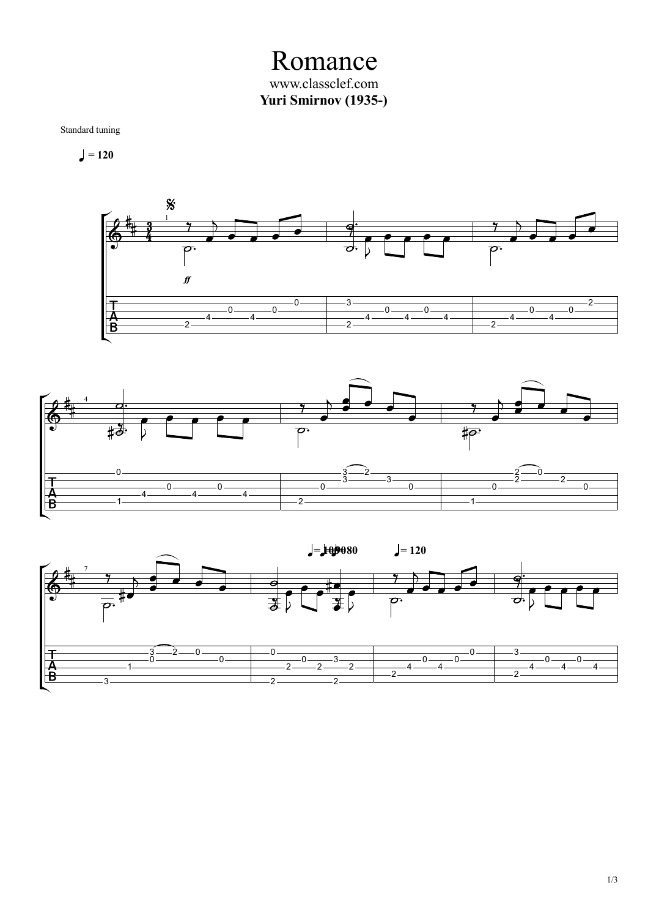# Romance

www.classclef.com

**Yuri Smirnov (1935-)**

Standard tuning

♩ = 120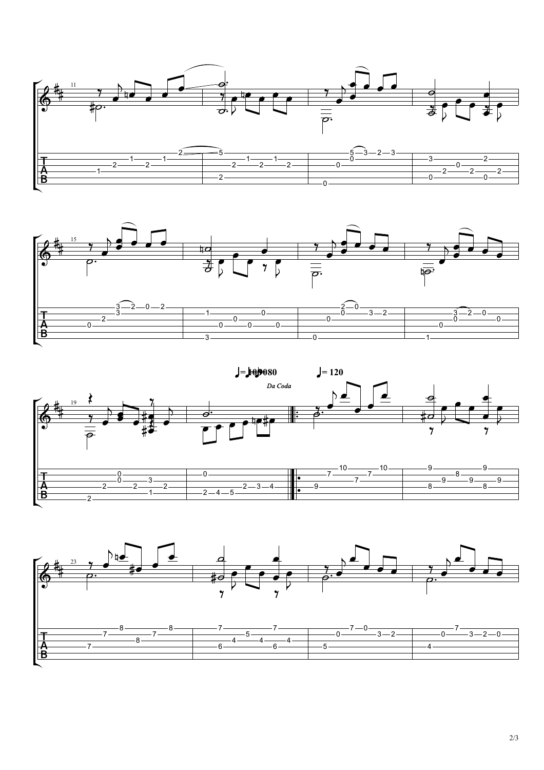♩= 100 ♩= 80

*Da Coda*

♩= 120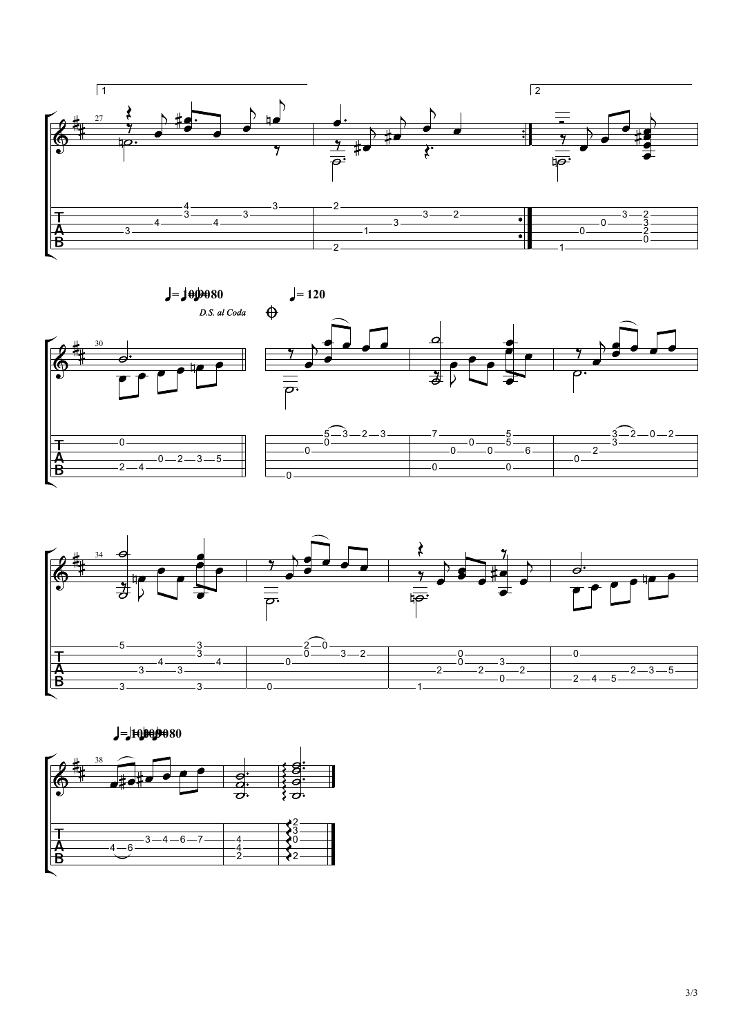1

2

♩= 100 80

*D.S. al Coda*

♩= 120

♩= 100 80